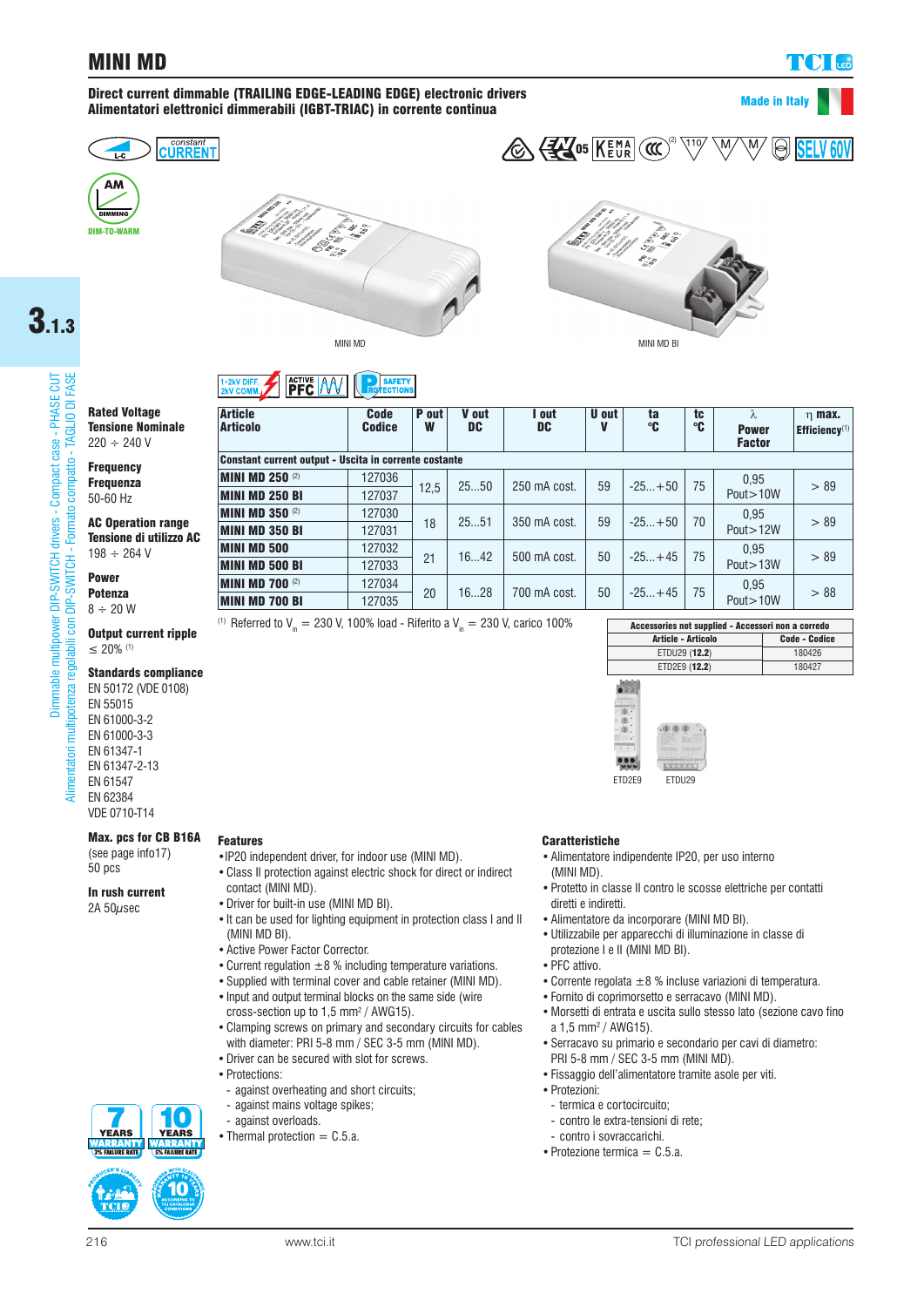# MINI MD

**Direct current dimmable (TRAILING EDGE-LEADING EDGE) electronic drivers**
**Alimentatori elettronici dimmerabili (IGBT-TRIAC) in corrente continua**

Made in Italy

constant CURRENT

DIM-TO-WARM

SELV 60V

MINI MD

MINI MD BI

**Rated Voltage**
**Tensione Nominale**
220 ÷ 240 V

**Frequency**
**Frequenza**
50-60 Hz

**AC Operation range**
**Tensione di utilizzo AC**
198 ÷ 264 V

**Power**
**Potenza**
8 ÷ 20 W

**Output current ripple**
≤ 20% (1)

**Standards compliance**
EN 50172 (VDE 0108)
EN 55015
EN 61000-3-2
EN 61000-3-3
EN 61347-1
EN 61347-2-13
EN 61547
EN 62384
VDE 0710-T14

**Max. pcs for CB B16A**
(see page info17)
50 pcs

**In rush current**
2A 50μsec

1÷2kV DIFF. 2kV COMM. — ACTIVE PFC — SAFETY PROTECTIONS

| Article Articolo | Code Codice | P out W | V out DC | I out DC | U out V | ta °C | tc °C | λ Power Factor | η max. Efficiency(1) |
|---|---|---|---|---|---|---|---|---|---|
| **Constant current output - Uscita in corrente costante** | | | | | | | | | |
| **MINI MD 250** (2) | 127036 | 12,5 | 25...50 | 250 mA cost. | 59 | -25...+50 | 75 | 0,95 Pout>10W | > 89 |
| **MINI MD 250 BI** | 127037 | | | | | | | | |
| **MINI MD 350** (2) | 127030 | 18 | 25...51 | 350 mA cost. | 59 | -25...+50 | 70 | 0,95 Pout>12W | > 89 |
| **MINI MD 350 BI** | 127031 | | | | | | | | |
| **MINI MD 500** | 127032 | 21 | 16...42 | 500 mA cost. | 50 | -25...+45 | 75 | 0,95 Pout>13W | > 89 |
| **MINI MD 500 BI** | 127033 | | | | | | | | |
| **MINI MD 700** (2) | 127034 | 20 | 16...28 | 700 mA cost. | 50 | -25...+45 | 75 | 0,95 Pout>10W | > 88 |
| **MINI MD 700 BI** | 127035 | | | | | | | | |

(1) Referred to $V_{in}$ = 230 V, 100% load - Riferito a $V_{in}$ = 230 V, carico 100%

| Accessories not supplied - Accessori non a corredo | |
|---|---|
| **Article - Articolo** | **Code - Codice** |
| ETDU29 (**12.2**) | 180426 |
| ETD2E9 (**12.2**) | 180427 |

ETD2E9 ETDU29

## Features

- IP20 independent driver, for indoor use (MINI MD).
- Class II protection against electric shock for direct or indirect contact (MINI MD).
- Driver for built-in use (MINI MD BI).
- It can be used for lighting equipment in protection class I and II (MINI MD BI).
- Active Power Factor Corrector.
- Current regulation ±8 % including temperature variations.
- Supplied with terminal cover and cable retainer (MINI MD).
- Input and output terminal blocks on the same side (wire cross-section up to 1,5 mm² / AWG15).
- Clamping screws on primary and secondary circuits for cables with diameter: PRI 5-8 mm / SEC 3-5 mm (MINI MD).
- Driver can be secured with slot for screws.
- Protections:
  - against overheating and short circuits;
  - against mains voltage spikes;
  - against overloads.
- Thermal protection = C.5.a.

## Caratteristiche

- Alimentatore indipendente IP20, per uso interno (MINI MD).
- Protetto in classe II contro le scosse elettriche per contatti diretti e indiretti.
- Alimentatore da incorporare (MINI MD BI).
- Utilizzabile per apparecchi di illuminazione in classe di protezione I e II (MINI MD BI).
- PFC attivo.
- Corrente regolata ±8 % incluse variazioni di temperatura.
- Fornito di coprimorsetto e serracavo (MINI MD).
- Morsetti di entrata e uscita sullo stesso lato (sezione cavo fino a 1,5 mm² / AWG15).
- Serracavo su primario e secondario per cavi di diametro: PRI 5-8 mm / SEC 3-5 mm (MINI MD).
- Fissaggio dell'alimentatore tramite asole per viti.
- Protezioni:
  - termica e cortocircuito;
  - contro le extra-tensioni di rete;
  - contro i sovraccarichi.
- Protezione termica = C.5.a.

7 YEARS WARRANTY 3% FAILURE RATE — 10 YEARS WARRANTY 5% FAILURE RATE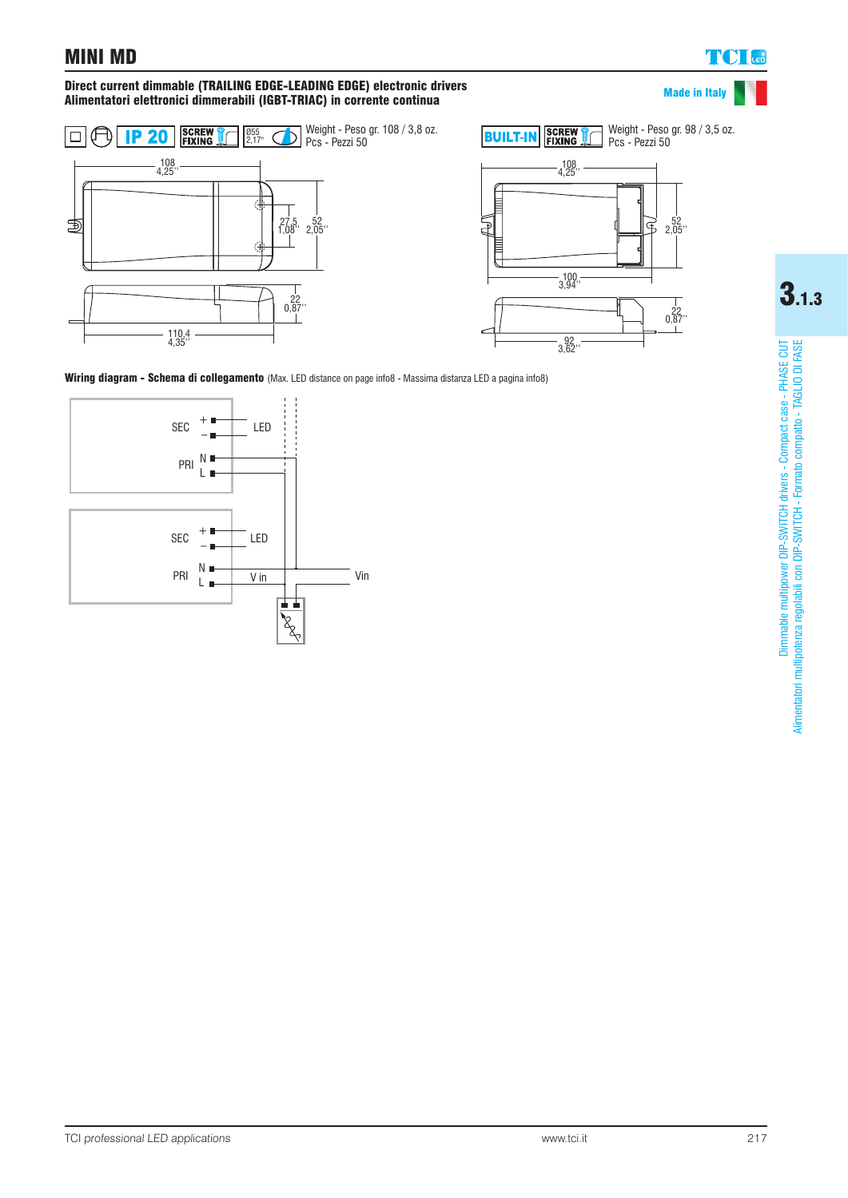# MINI MD

**Direct current dimmable (TRAILING EDGE-LEADING EDGE) electronic drivers**
**Alimentatori elettronici dimmerabili (IGBT-TRIAC) in corrente continua**

Made in Italy

IP 20 | SCREW FIXING | Ø55 2,17"

Weight - Peso gr. 108 / 3,8 oz.
Pcs - Pezzi 50

108
4,25"

27,5
1,08"

52
2,05"

22
0,87"

110,4
4,35"

BUILT-IN | SCREW FIXING

Weight - Peso gr. 98 / 3,5 oz.
Pcs - Pezzi 50

108
4,25"

52
2,05"

100
3,94"

22
0,87"

92
3,62"

**Wiring diagram - Schema di collegamento** (Max. LED distance on page info8 - Massima distanza LED a pagina info8)

SEC + − LED
PRI N L

SEC + − LED
PRI N L V in

Vin

Dimmable multipower DIP-SWITCH drivers - Compact case - PHASE CUT
Alimentatori multipotenza regolabili con DIP-SWITCH - Formato compatto - TAGLIO DI FASE

3.1.3